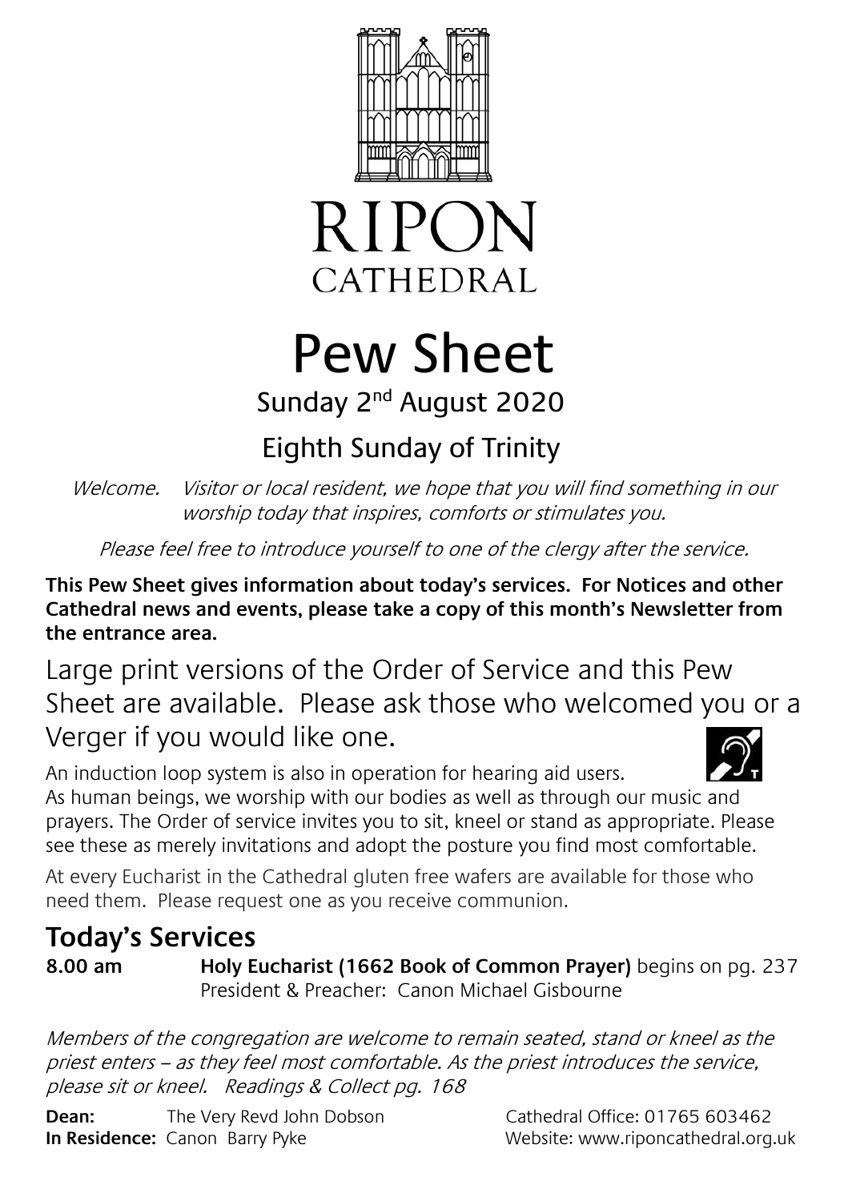# RIPON CATHEDRAL

# Pew Sheet

## Sunday 2nd August 2020

## Eighth Sunday of Trinity

*Welcome. Visitor or local resident, we hope that you will find something in our worship today that inspires, comforts or stimulates you.*

*Please feel free to introduce yourself to one of the clergy after the service.*

**This Pew Sheet gives information about today's services. For Notices and other Cathedral news and events, please take a copy of this month's Newsletter from the entrance area.**

Large print versions of the Order of Service and this Pew Sheet are available. Please ask those who welcomed you or a Verger if you would like one.

An induction loop system is also in operation for hearing aid users.

As human beings, we worship with our bodies as well as through our music and prayers. The Order of service invites you to sit, kneel or stand as appropriate. Please see these as merely invitations and adopt the posture you find most comfortable.

At every Eucharist in the Cathedral gluten free wafers are available for those who need them. Please request one as you receive communion.

## Today's Services

**8.00 am** **Holy Eucharist (1662 Book of Common Prayer)** begins on pg. 237
President & Preacher: Canon Michael Gisbourne

*Members of the congregation are welcome to remain seated, stand or kneel as the priest enters – as they feel most comfortable. As the priest introduces the service, please sit or kneel. Readings & Collect pg. 168*

**Dean:** The Very Revd John Dobson
**In Residence:** Canon Barry Pyke

Cathedral Office: 01765 603462
Website: www.riponcathedral.org.uk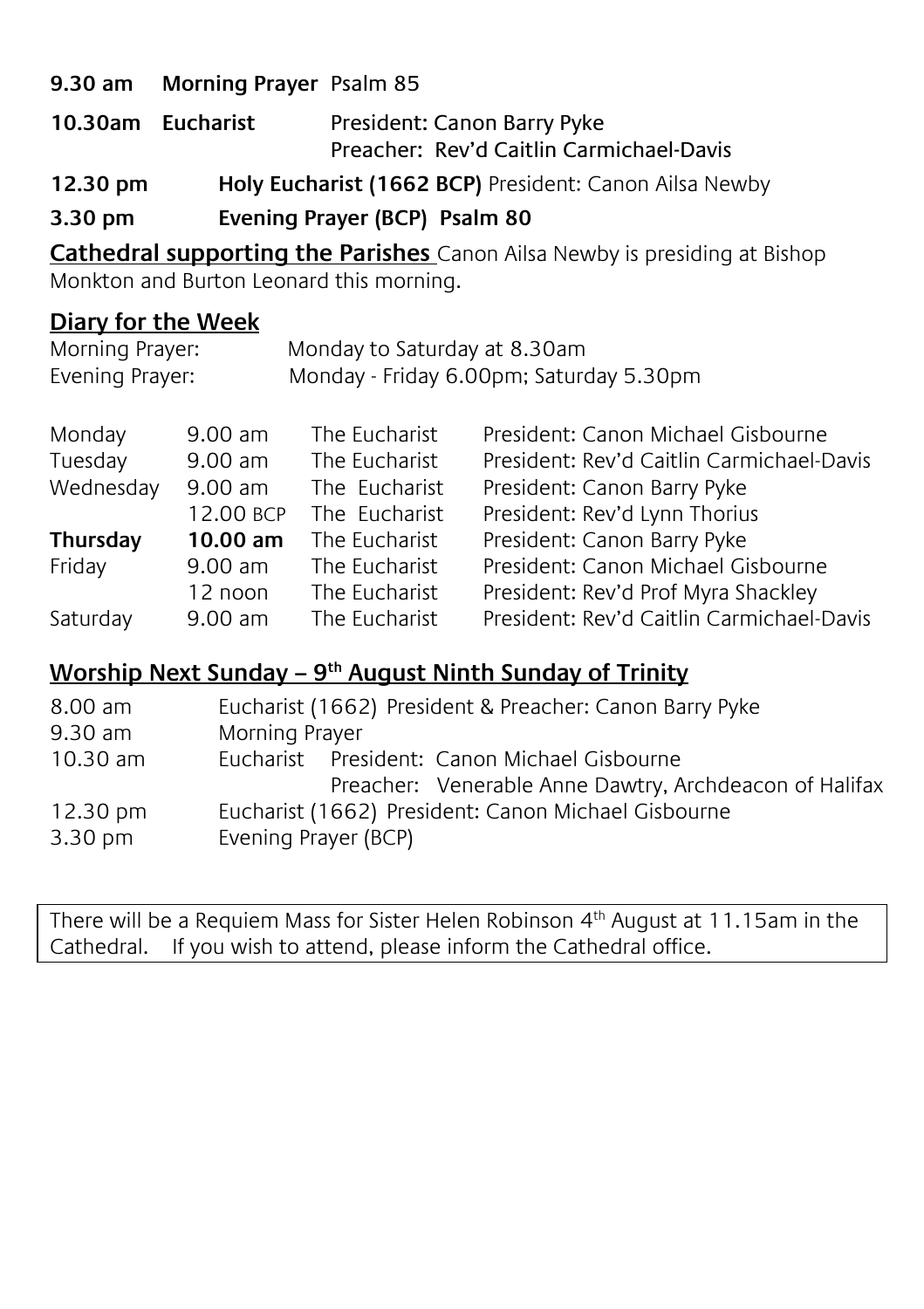**9.30 am Morning Prayer** Psalm 85

| | | |
|---|---|---|
| **9.30 am** | **Morning Prayer** | Psalm 85 |
| **10.30am** | **Eucharist** | President: Canon Barry Pyke<br>Preacher: Rev'd Caitlin Carmichael-Davis |
| **12.30 pm** | **Holy Eucharist (1662 BCP)** | President: Canon Ailsa Newby |
| **3.30 pm** | **Evening Prayer (BCP) Psalm 80** | |

**Cathedral supporting the Parishes** Canon Ailsa Newby is presiding at Bishop Monkton and Burton Leonard this morning.

## Diary for the Week

Morning Prayer: Monday to Saturday at 8.30am
Evening Prayer: Monday - Friday 6.00pm; Saturday 5.30pm

| | | | |
|---|---|---|---|
| Monday | 9.00 am | The Eucharist | President: Canon Michael Gisbourne |
| Tuesday | 9.00 am | The Eucharist | President: Rev'd Caitlin Carmichael-Davis |
| Wednesday | 9.00 am | The Eucharist | President: Canon Barry Pyke |
| | 12.00 BCP | The Eucharist | President: Rev'd Lynn Thorius |
| **Thursday** | **10.00 am** | The Eucharist | President: Canon Barry Pyke |
| Friday | 9.00 am | The Eucharist | President: Canon Michael Gisbourne |
| | 12 noon | The Eucharist | President: Rev'd Prof Myra Shackley |
| Saturday | 9.00 am | The Eucharist | President: Rev'd Caitlin Carmichael-Davis |

## Worship Next Sunday – 9th August Ninth Sunday of Trinity

| | |
|---|---|
| 8.00 am | Eucharist (1662) President & Preacher: Canon Barry Pyke |
| 9.30 am | Morning Prayer |
| 10.30 am | Eucharist President: Canon Michael Gisbourne<br>Preacher: Venerable Anne Dawtry, Archdeacon of Halifax |
| 12.30 pm | Eucharist (1662) President: Canon Michael Gisbourne |
| 3.30 pm | Evening Prayer (BCP) |

There will be a Requiem Mass for Sister Helen Robinson 4th August at 11.15am in the Cathedral. If you wish to attend, please inform the Cathedral office.